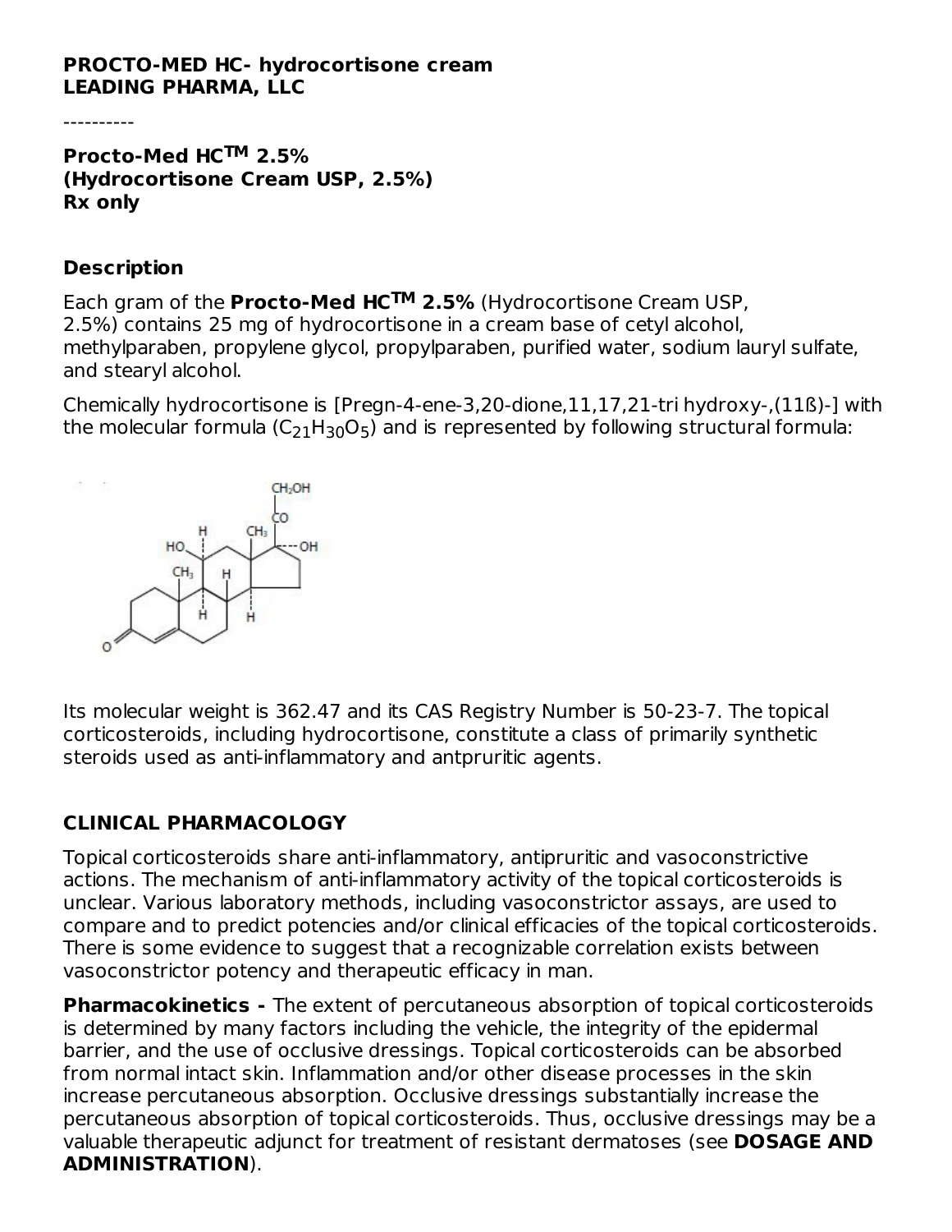**PROCTO-MED HC- hydrocortisone cream**
**LEADING PHARMA, LLC**

----------

**Procto-Med HC™ 2.5%**
**(Hydrocortisone Cream USP, 2.5%)**
**Rx only**

### Description

Each gram of the **Procto-Med HC™ 2.5%** (Hydrocortisone Cream USP, 2.5%) contains 25 mg of hydrocortisone in a cream base of cetyl alcohol, methylparaben, propylene glycol, propylparaben, purified water, sodium lauryl sulfate, and stearyl alcohol.

Chemically hydrocortisone is [Pregn-4-ene-3,20-dione,11,17,21-tri hydroxy-,(11ß)-] with the molecular formula ($C_{21}H_{30}O_5$) and is represented by following structural formula:

Its molecular weight is 362.47 and its CAS Registry Number is 50-23-7. The topical corticosteroids, including hydrocortisone, constitute a class of primarily synthetic steroids used as anti-inflammatory and antpruritic agents.

## CLINICAL PHARMACOLOGY

Topical corticosteroids share anti-inflammatory, antipruritic and vasoconstrictive actions. The mechanism of anti-inflammatory activity of the topical corticosteroids is unclear. Various laboratory methods, including vasoconstrictor assays, are used to compare and to predict potencies and/or clinical efficacies of the topical corticosteroids. There is some evidence to suggest that a recognizable correlation exists between vasoconstrictor potency and therapeutic efficacy in man.

**Pharmacokinetics -** The extent of percutaneous absorption of topical corticosteroids is determined by many factors including the vehicle, the integrity of the epidermal barrier, and the use of occlusive dressings. Topical corticosteroids can be absorbed from normal intact skin. Inflammation and/or other disease processes in the skin increase percutaneous absorption. Occlusive dressings substantially increase the percutaneous absorption of topical corticosteroids. Thus, occlusive dressings may be a valuable therapeutic adjunct for treatment of resistant dermatoses (see **DOSAGE AND ADMINISTRATION**).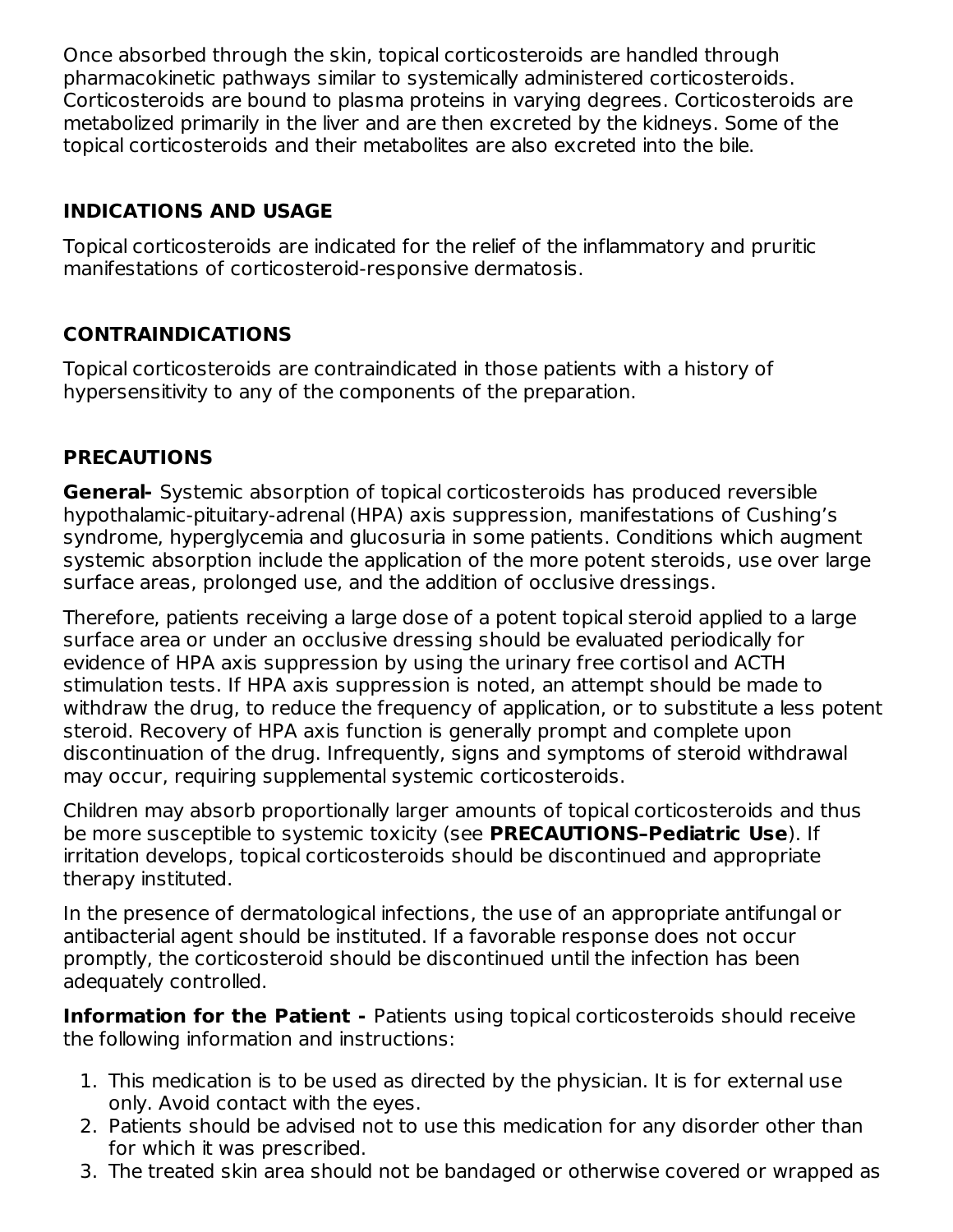Once absorbed through the skin, topical corticosteroids are handled through pharmacokinetic pathways similar to systemically administered corticosteroids. Corticosteroids are bound to plasma proteins in varying degrees. Corticosteroids are metabolized primarily in the liver and are then excreted by the kidneys. Some of the topical corticosteroids and their metabolites are also excreted into the bile.

## INDICATIONS AND USAGE

Topical corticosteroids are indicated for the relief of the inflammatory and pruritic manifestations of corticosteroid-responsive dermatosis.

## CONTRAINDICATIONS

Topical corticosteroids are contraindicated in those patients with a history of hypersensitivity to any of the components of the preparation.

## PRECAUTIONS

**General-** Systemic absorption of topical corticosteroids has produced reversible hypothalamic-pituitary-adrenal (HPA) axis suppression, manifestations of Cushing's syndrome, hyperglycemia and glucosuria in some patients. Conditions which augment systemic absorption include the application of the more potent steroids, use over large surface areas, prolonged use, and the addition of occlusive dressings.

Therefore, patients receiving a large dose of a potent topical steroid applied to a large surface area or under an occlusive dressing should be evaluated periodically for evidence of HPA axis suppression by using the urinary free cortisol and ACTH stimulation tests. If HPA axis suppression is noted, an attempt should be made to withdraw the drug, to reduce the frequency of application, or to substitute a less potent steroid. Recovery of HPA axis function is generally prompt and complete upon discontinuation of the drug. Infrequently, signs and symptoms of steroid withdrawal may occur, requiring supplemental systemic corticosteroids.

Children may absorb proportionally larger amounts of topical corticosteroids and thus be more susceptible to systemic toxicity (see **PRECAUTIONS–Pediatric Use**). If irritation develops, topical corticosteroids should be discontinued and appropriate therapy instituted.

In the presence of dermatological infections, the use of an appropriate antifungal or antibacterial agent should be instituted. If a favorable response does not occur promptly, the corticosteroid should be discontinued until the infection has been adequately controlled.

**Information for the Patient -** Patients using topical corticosteroids should receive the following information and instructions:

1. This medication is to be used as directed by the physician. It is for external use only. Avoid contact with the eyes.
2. Patients should be advised not to use this medication for any disorder other than for which it was prescribed.
3. The treated skin area should not be bandaged or otherwise covered or wrapped as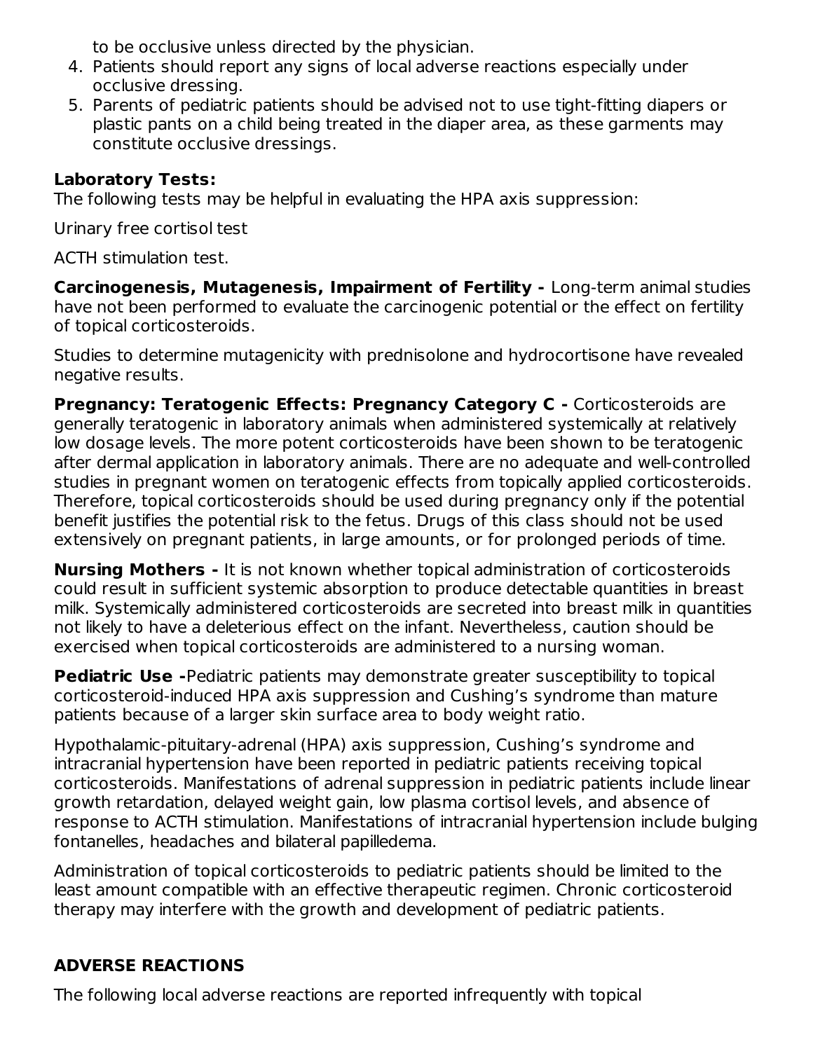to be occlusive unless directed by the physician.

4. Patients should report any signs of local adverse reactions especially under occlusive dressing.
5. Parents of pediatric patients should be advised not to use tight-fitting diapers or plastic pants on a child being treated in the diaper area, as these garments may constitute occlusive dressings.

**Laboratory Tests:**
The following tests may be helpful in evaluating the HPA axis suppression:

Urinary free cortisol test

ACTH stimulation test.

**Carcinogenesis, Mutagenesis, Impairment of Fertility -** Long-term animal studies have not been performed to evaluate the carcinogenic potential or the effect on fertility of topical corticosteroids.

Studies to determine mutagenicity with prednisolone and hydrocortisone have revealed negative results.

**Pregnancy: Teratogenic Effects: Pregnancy Category C -** Corticosteroids are generally teratogenic in laboratory animals when administered systemically at relatively low dosage levels. The more potent corticosteroids have been shown to be teratogenic after dermal application in laboratory animals. There are no adequate and well-controlled studies in pregnant women on teratogenic effects from topically applied corticosteroids. Therefore, topical corticosteroids should be used during pregnancy only if the potential benefit justifies the potential risk to the fetus. Drugs of this class should not be used extensively on pregnant patients, in large amounts, or for prolonged periods of time.

**Nursing Mothers -** It is not known whether topical administration of corticosteroids could result in sufficient systemic absorption to produce detectable quantities in breast milk. Systemically administered corticosteroids are secreted into breast milk in quantities not likely to have a deleterious effect on the infant. Nevertheless, caution should be exercised when topical corticosteroids are administered to a nursing woman.

**Pediatric Use -**Pediatric patients may demonstrate greater susceptibility to topical corticosteroid-induced HPA axis suppression and Cushing's syndrome than mature patients because of a larger skin surface area to body weight ratio.

Hypothalamic-pituitary-adrenal (HPA) axis suppression, Cushing's syndrome and intracranial hypertension have been reported in pediatric patients receiving topical corticosteroids. Manifestations of adrenal suppression in pediatric patients include linear growth retardation, delayed weight gain, low plasma cortisol levels, and absence of response to ACTH stimulation. Manifestations of intracranial hypertension include bulging fontanelles, headaches and bilateral papilledema.

Administration of topical corticosteroids to pediatric patients should be limited to the least amount compatible with an effective therapeutic regimen. Chronic corticosteroid therapy may interfere with the growth and development of pediatric patients.

## ADVERSE REACTIONS

The following local adverse reactions are reported infrequently with topical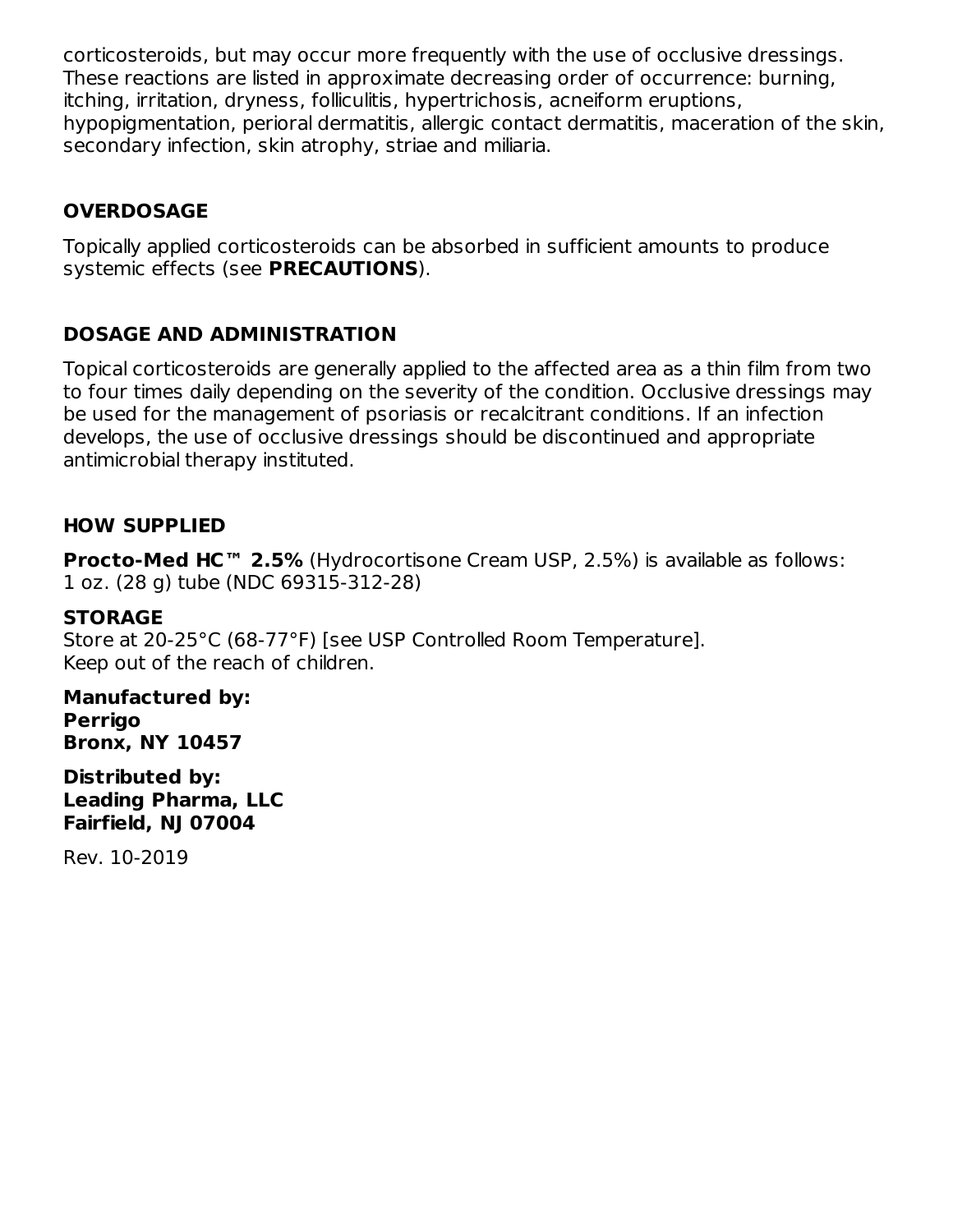corticosteroids, but may occur more frequently with the use of occlusive dressings. These reactions are listed in approximate decreasing order of occurrence: burning, itching, irritation, dryness, folliculitis, hypertrichosis, acneiform eruptions, hypopigmentation, perioral dermatitis, allergic contact dermatitis, maceration of the skin, secondary infection, skin atrophy, striae and miliaria.

## OVERDOSAGE

Topically applied corticosteroids can be absorbed in sufficient amounts to produce systemic effects (see **PRECAUTIONS**).

## DOSAGE AND ADMINISTRATION

Topical corticosteroids are generally applied to the affected area as a thin film from two to four times daily depending on the severity of the condition. Occlusive dressings may be used for the management of psoriasis or recalcitrant conditions. If an infection develops, the use of occlusive dressings should be discontinued and appropriate antimicrobial therapy instituted.

## HOW SUPPLIED

**Procto-Med HC™ 2.5%** (Hydrocortisone Cream USP, 2.5%) is available as follows:
1 oz. (28 g) tube (NDC 69315-312-28)

### STORAGE

Store at 20-25°C (68-77°F) [see USP Controlled Room Temperature].
Keep out of the reach of children.

**Manufactured by:**
**Perrigo**
**Bronx, NY 10457**

**Distributed by:**
**Leading Pharma, LLC**
**Fairfield, NJ 07004**

Rev. 10-2019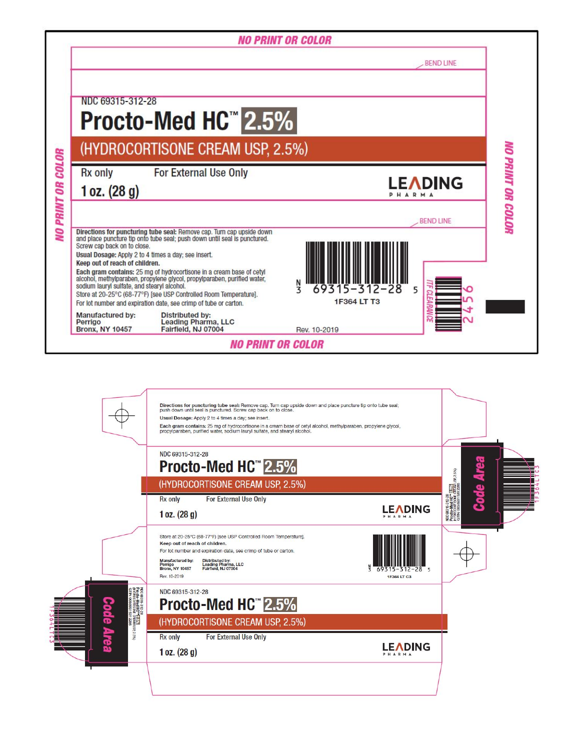NO PRINT OR COLOR

BEND LINE

NDC 69315-312-28

# Procto-Med HC™ 2.5%

(HYDROCORTISONE CREAM USP, 2.5%)

Rx only For External Use Only

1 oz. (28 g)

LEADING PHARMA

BEND LINE

**Directions for puncturing tube seal:** Remove cap. Turn cap upside down and place puncture tip onto tube seal; push down until seal is punctured. Screw cap back on to close.

**Usual Dosage:** Apply 2 to 4 times a day; see insert.

**Keep out of reach of children.**

**Each gram contains:** 25 mg of hydrocortisone in a cream base of cetyl alcohol, methylparaben, propylene glycol, propylparaben, purified water, sodium lauryl sulfate, and stearyl alcohol.

Store at 20-25°C (68-77°F) [see USP Controlled Room Temperature].

For lot number and expiration date, see crimp of tube or carton.

**Manufactured by:**
Perrigo
Bronx, NY 10457

**Distributed by:**
Leading Pharma, LLC
Fairfield, NJ 07004

N 3 69315-312-28 5

1F364 LT T3

ITF CLEARANCE

2456

Rev. 10-2019

NO PRINT OR COLOR

---

**Directions for puncturing tube seal:** Remove cap. Turn cap upside down and place puncture tip onto tube seal; push down until seal is punctured. Screw cap back on to close.

**Usual Dosage:** Apply 2 to 4 times a day; see insert.

**Each gram contains:** 25 mg of hydrocortisone in a cream base of cetyl alcohol, methylparaben, propylene glycol, propylparaben, purified water, sodium lauryl sulfate, and stearyl alcohol.

NDC 69315-312-28

# Procto-Med HC™ 2.5%

(HYDROCORTISONE CREAM USP, 2.5%)

Rx only For External Use Only

1 oz. (28 g)

LEADING PHARMA

Code Area

Store at 20-25°C (68-77°F) [see USP Controlled Room Temperature].

**Keep out of reach of children.**

For lot number and expiration date, see crimp of tube or carton.

**Manufactured by:**
Perrigo
Bronx, NY 10457

**Distributed by:**
Leading Pharma, LLC
Fairfield, NJ 07004

Rev. 10-2019

N 3 69315-312-28 5

1F364 LT C3

NDC 69315-312-28

# Procto-Med HC™ 2.5%

(HYDROCORTISONE CREAM USP, 2.5%)

Rx only For External Use Only

1 oz. (28 g)

LEADING PHARMA

Code Area

1F364 LT C3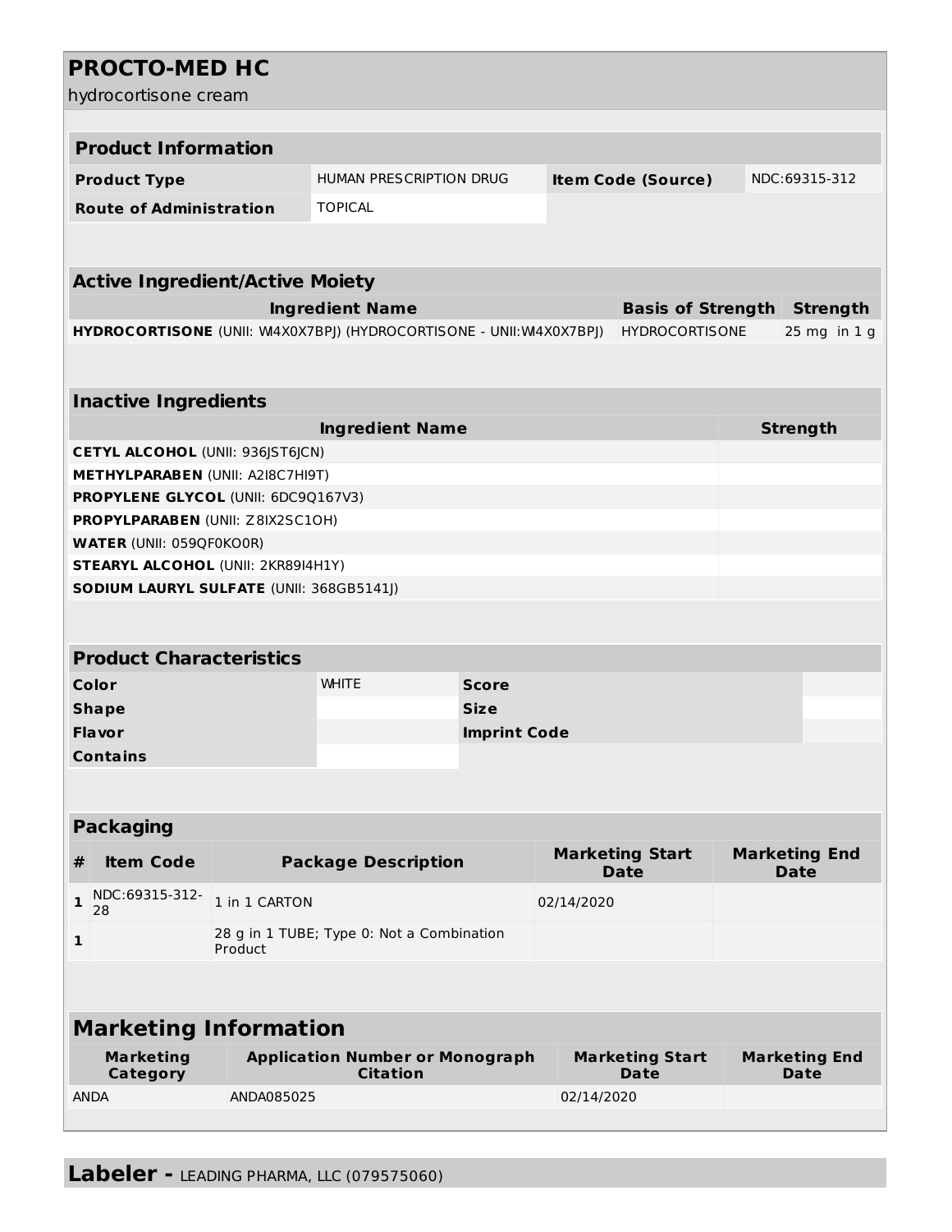# PROCTO-MED HC

hydrocortisone cream

| Product Information | | | |
|---|---|---|---|
| **Product Type** | HUMAN PRESCRIPTION DRUG | **Item Code (Source)** | NDC:69315-312 |
| **Route of Administration** | TOPICAL | | |

| Active Ingredient/Active Moiety | | |
|---|---|---|
| **Ingredient Name** | **Basis of Strength** | **Strength** |
| **HYDROCORTISONE** (UNII: WI4X0X7BPJ) (HYDROCORTISONE - UNII:WI4X0X7BPJ) | HYDROCORTISONE | 25 mg in 1 g |

| Inactive Ingredients | |
|---|---|
| **Ingredient Name** | **Strength** |
| **CETYL ALCOHOL** (UNII: 936JST6JCN) | |
| **METHYLPARABEN** (UNII: A2I8C7HI9T) | |
| **PROPYLENE GLYCOL** (UNII: 6DC9Q167V3) | |
| **PROPYLPARABEN** (UNII: Z8IX2SC1OH) | |
| **WATER** (UNII: 059QF0KO0R) | |
| **STEARYL ALCOHOL** (UNII: 2KR89I4H1Y) | |
| **SODIUM LAURYL SULFATE** (UNII: 368GB5141J) | |

| Product Characteristics | | | |
|---|---|---|---|
| **Color** | WHITE | **Score** | |
| **Shape** | | **Size** | |
| **Flavor** | | **Imprint Code** | |
| **Contains** | | | |

| Packaging | | | | |
|---|---|---|---|---|
| **#** | **Item Code** | **Package Description** | **Marketing Start Date** | **Marketing End Date** |
| 1 | NDC:69315-312-28 | 1 in 1 CARTON | 02/14/2020 | |
| 1 | | 28 g in 1 TUBE; Type 0: Not a Combination Product | | |

| Marketing Information | | | |
|---|---|---|---|
| **Marketing Category** | **Application Number or Monograph Citation** | **Marketing Start Date** | **Marketing End Date** |
| ANDA | ANDA085025 | 02/14/2020 | |

**Labeler -** LEADING PHARMA, LLC (079575060)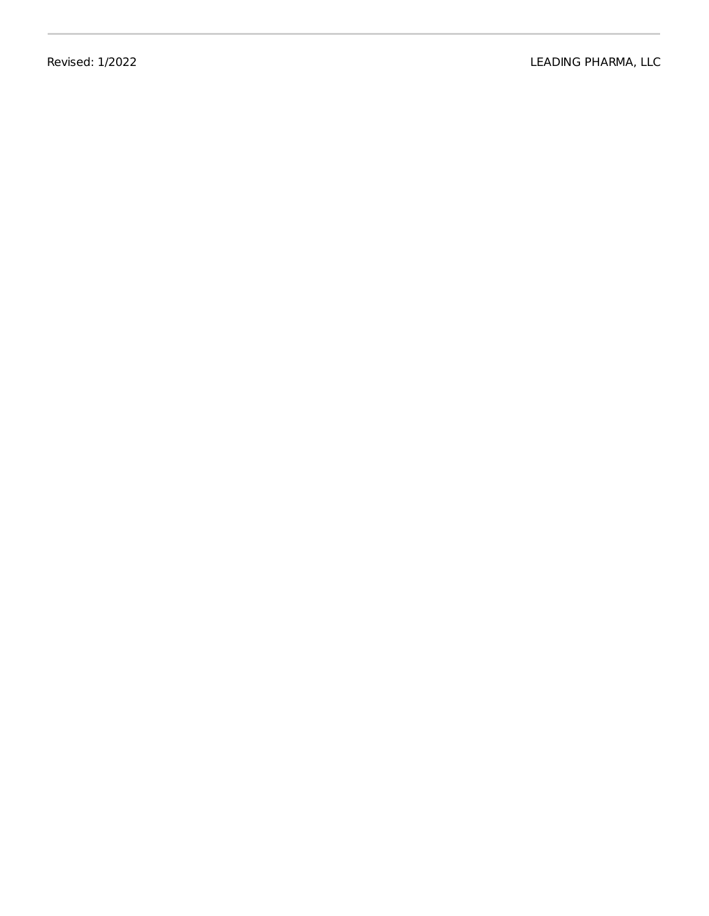Revised: 1/2022

LEADING PHARMA, LLC